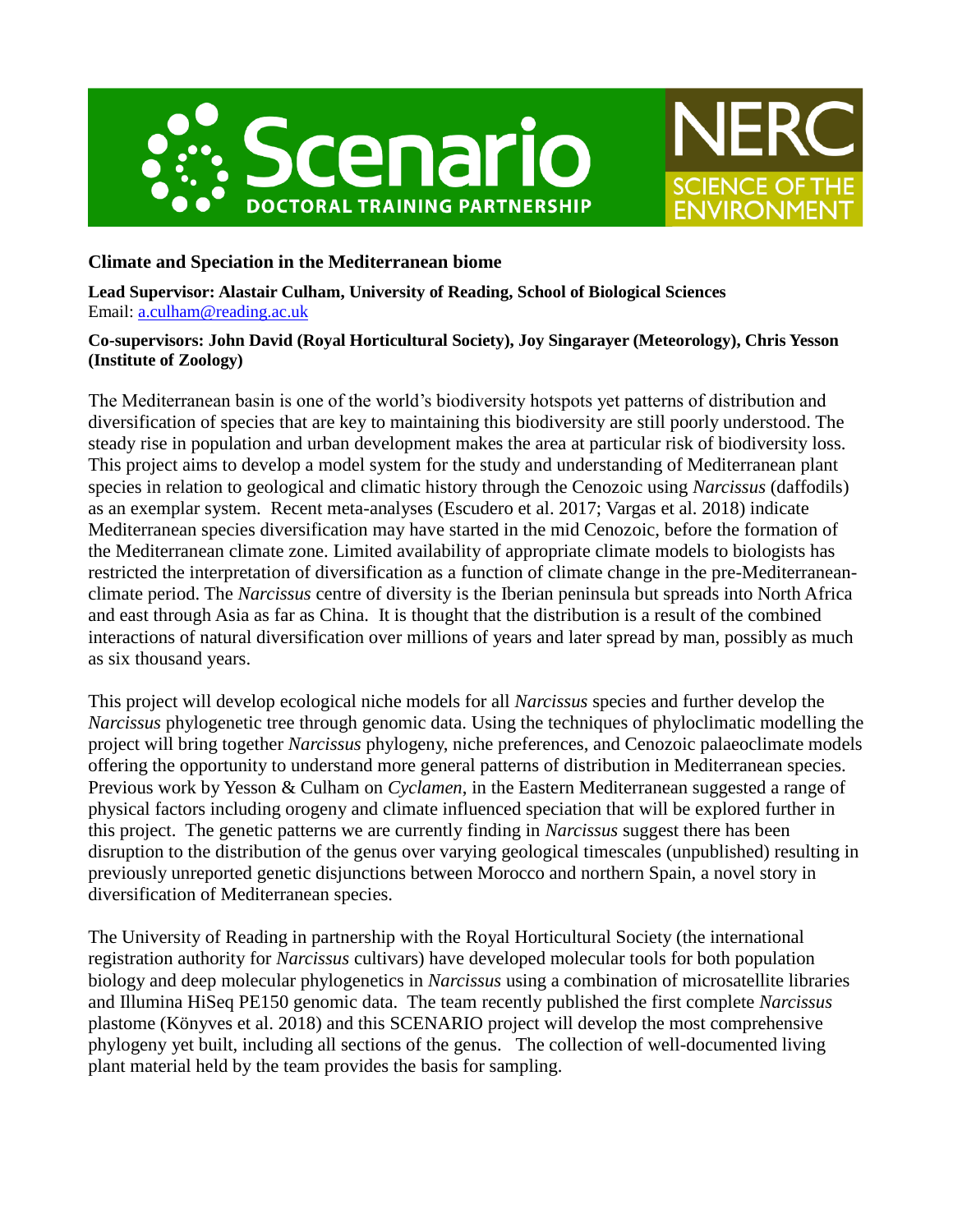# Climate and Speciation in the Mediterranean biome

**Lead Supervisor: Alastair Culham, University of Reading, School of Biological Sciences**
Email: a.culham@reading.ac.uk

**Co-supervisors: John David (Royal Horticultural Society), Joy Singarayer (Meteorology), Chris Yesson (Institute of Zoology)**

The Mediterranean basin is one of the world's biodiversity hotspots yet patterns of distribution and diversification of species that are key to maintaining this biodiversity are still poorly understood. The steady rise in population and urban development makes the area at particular risk of biodiversity loss. This project aims to develop a model system for the study and understanding of Mediterranean plant species in relation to geological and climatic history through the Cenozoic using *Narcissus* (daffodils) as an exemplar system. Recent meta-analyses (Escudero et al. 2017; Vargas et al. 2018) indicate Mediterranean species diversification may have started in the mid Cenozoic, before the formation of the Mediterranean climate zone. Limited availability of appropriate climate models to biologists has restricted the interpretation of diversification as a function of climate change in the pre-Mediterranean-climate period. The *Narcissus* centre of diversity is the Iberian peninsula but spreads into North Africa and east through Asia as far as China. It is thought that the distribution is a result of the combined interactions of natural diversification over millions of years and later spread by man, possibly as much as six thousand years.

This project will develop ecological niche models for all *Narcissus* species and further develop the *Narcissus* phylogenetic tree through genomic data. Using the techniques of phyloclimatic modelling the project will bring together *Narcissus* phylogeny, niche preferences, and Cenozoic palaeoclimate models offering the opportunity to understand more general patterns of distribution in Mediterranean species. Previous work by Yesson & Culham on *Cyclamen*, in the Eastern Mediterranean suggested a range of physical factors including orogeny and climate influenced speciation that will be explored further in this project. The genetic patterns we are currently finding in *Narcissus* suggest there has been disruption to the distribution of the genus over varying geological timescales (unpublished) resulting in previously unreported genetic disjunctions between Morocco and northern Spain, a novel story in diversification of Mediterranean species.

The University of Reading in partnership with the Royal Horticultural Society (the international registration authority for *Narcissus* cultivars) have developed molecular tools for both population biology and deep molecular phylogenetics in *Narcissus* using a combination of microsatellite libraries and Illumina HiSeq PE150 genomic data. The team recently published the first complete *Narcissus* plastome (Könyves et al. 2018) and this SCENARIO project will develop the most comprehensive phylogeny yet built, including all sections of the genus. The collection of well-documented living plant material held by the team provides the basis for sampling.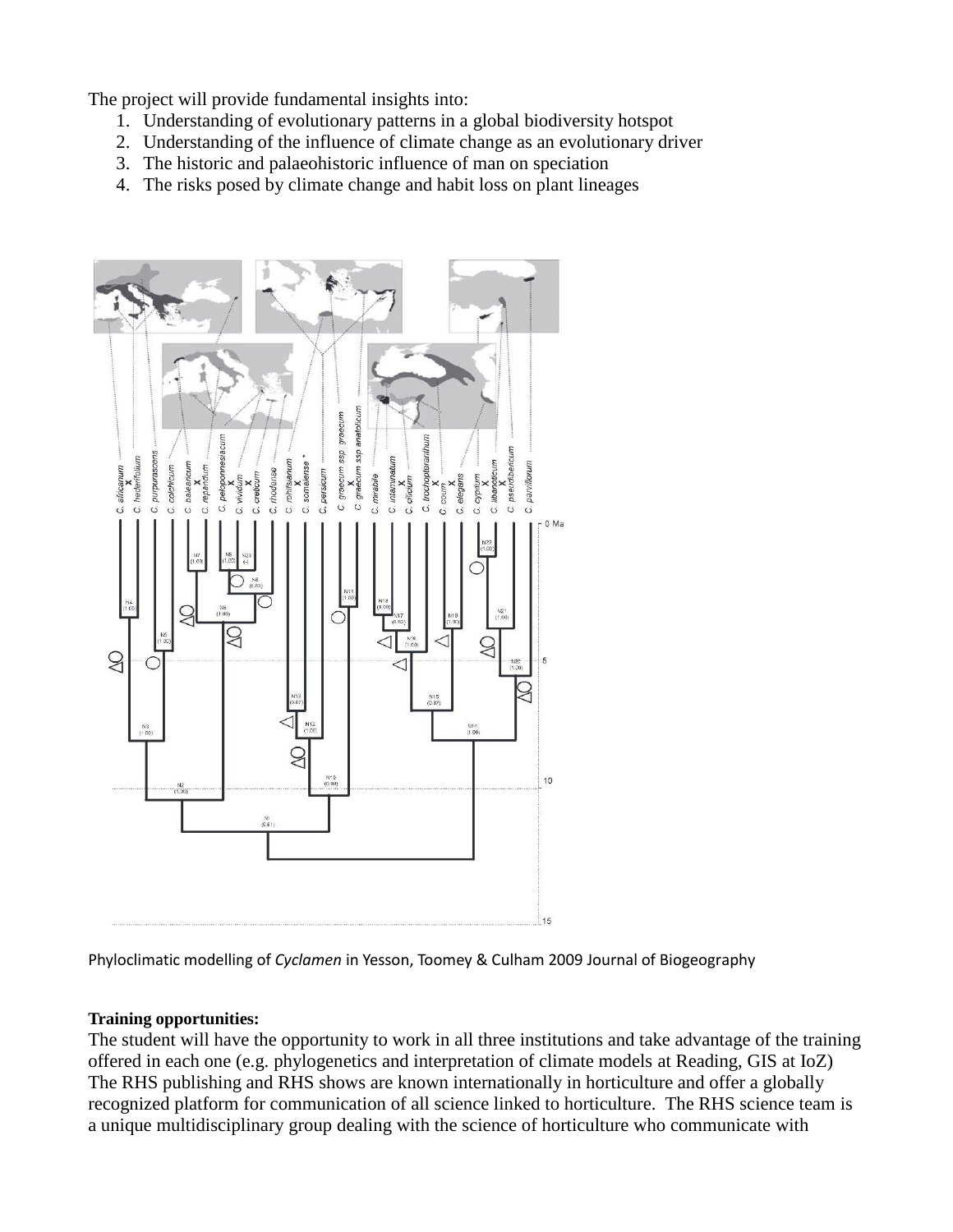The project will provide fundamental insights into:

1. Understanding of evolutionary patterns in a global biodiversity hotspot
2. Understanding of the influence of climate change as an evolutionary driver
3. The historic and palaeohistoric influence of man on speciation
4. The risks posed by climate change and habit loss on plant lineages

Phyloclimatic modelling of *Cyclamen* in Yesson, Toomey & Culham 2009 Journal of Biogeography

**Training opportunities:**

The student will have the opportunity to work in all three institutions and take advantage of the training offered in each one (e.g. phylogenetics and interpretation of climate models at Reading, GIS at IoZ) The RHS publishing and RHS shows are known internationally in horticulture and offer a globally recognized platform for communication of all science linked to horticulture. The RHS science team is a unique multidisciplinary group dealing with the science of horticulture who communicate with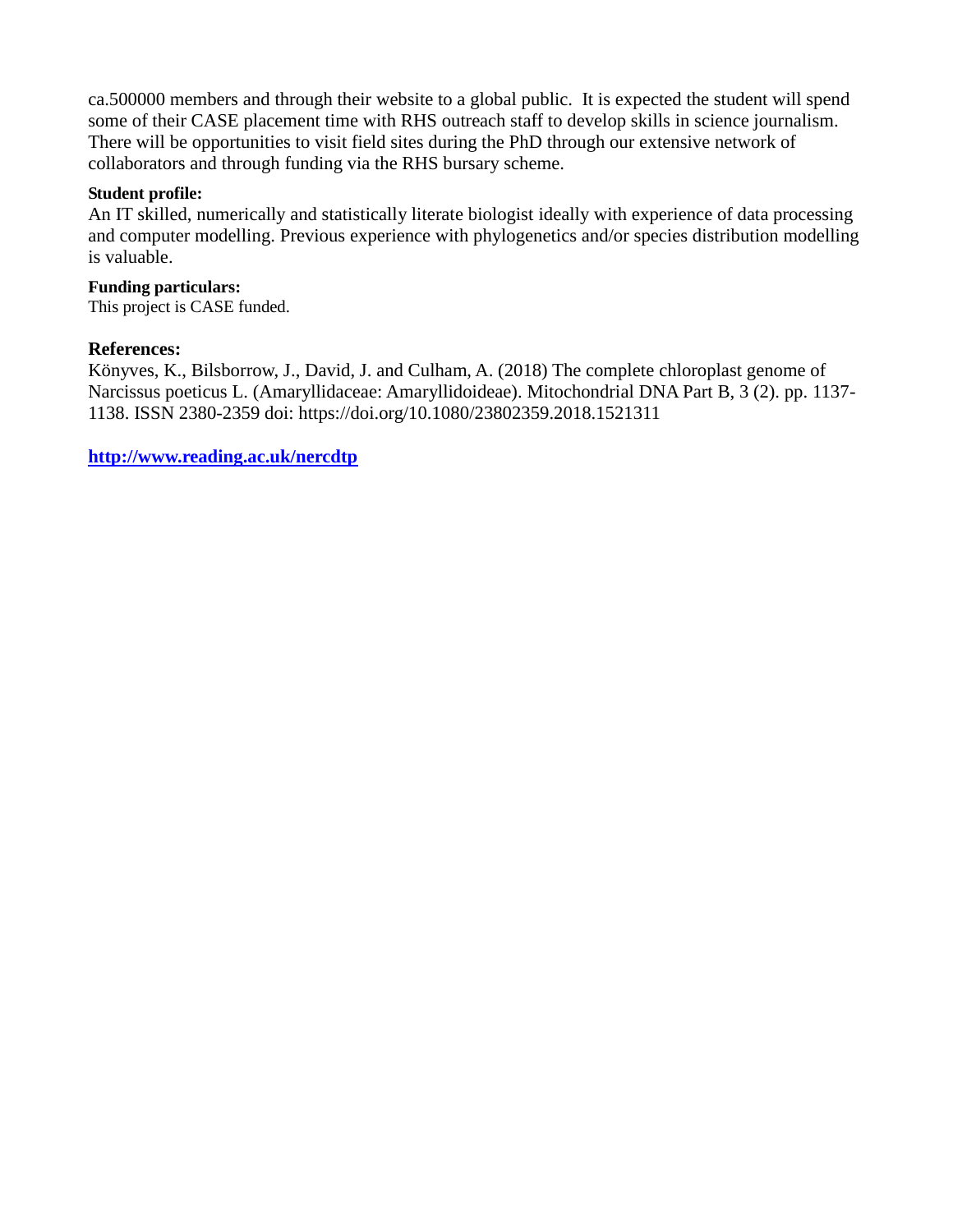ca.500000 members and through their website to a global public. It is expected the student will spend some of their CASE placement time with RHS outreach staff to develop skills in science journalism. There will be opportunities to visit field sites during the PhD through our extensive network of collaborators and through funding via the RHS bursary scheme.

**Student profile:**

An IT skilled, numerically and statistically literate biologist ideally with experience of data processing and computer modelling. Previous experience with phylogenetics and/or species distribution modelling is valuable.

**Funding particulars:**

This project is CASE funded.

**References:**

Könyves, K., Bilsborrow, J., David, J. and Culham, A. (2018) The complete chloroplast genome of Narcissus poeticus L. (Amaryllidaceae: Amaryllidoideae). Mitochondrial DNA Part B, 3 (2). pp. 1137-1138. ISSN 2380-2359 doi: https://doi.org/10.1080/23802359.2018.1521311

**http://www.reading.ac.uk/nercdtp**